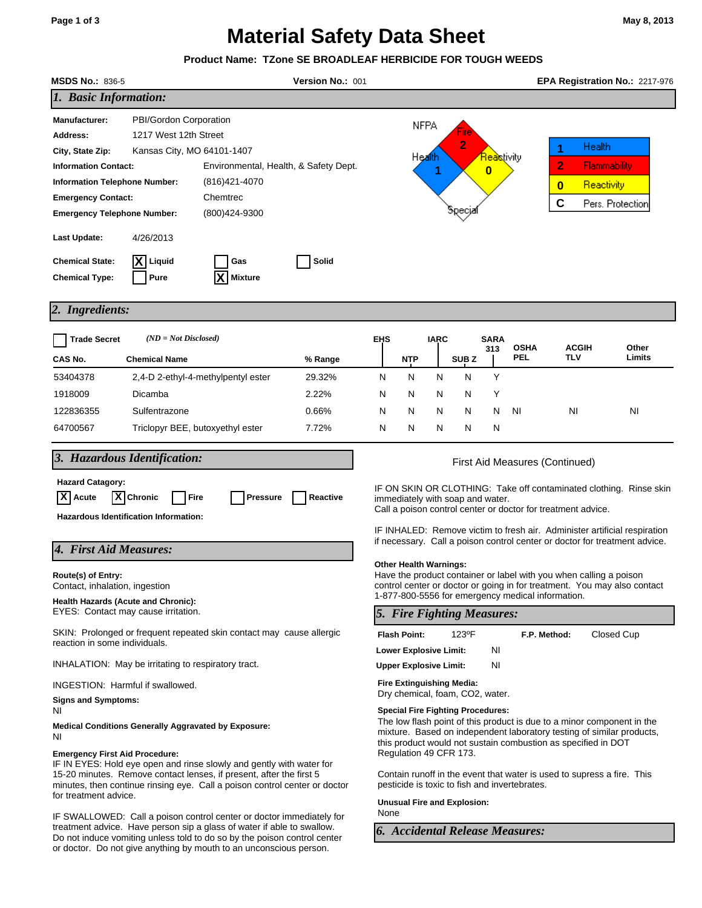# Material Safety Data Sheet

May 8, 2013

**Product Name: TZone SE BROADLEAF HERBICIDE FOR TOUGH WEEDS**

**MSDS No.:** 836-5 **Version No.:** 001 **EPA Registration No.:** 2217-976

## 1. Basic Information:

**Manufacturer:** PBI/Gordon Corporation
**Address:** 1217 West 12th Street
**City, State Zip:** Kansas City, MO 64101-1407
**Information Contact:** Environmental, Health, & Safety Dept.
**Information Telephone Number:** (816)421-4070
**Emergency Contact:** Chemtrec
**Emergency Telephone Number:** (800)424-9300

**Last Update:** 4/26/2013

**Chemical State:** [X] Liquid [ ] Gas [ ] Solid
**Chemical Type:** [ ] Pure [X] Mixture

NFPA: Fire 2, Health 1, Reactivity 0, Special

| | |
|---|---|
| 1 | Health |
| 2 | Flammability |
| 0 | Reactivity |
| C | Pers. Protection |

## 2. Ingredients:

[ ] Trade Secret (ND = Not Disclosed)

| CAS No. | Chemical Name | % Range | EHS | NTP | IARC | SUB Z | SARA 313 | OSHA PEL | ACGIH TLV | Other Limits |
|---|---|---|---|---|---|---|---|---|---|---|
| 53404378 | 2,4-D 2-ethyl-4-methylpentyl ester | 29.32% | N | N | N | N | Y | | | |
| 1918009 | Dicamba | 2.22% | N | N | N | N | Y | | | |
| 122836355 | Sulfentrazone | 0.66% | N | N | N | N | N | NI | NI | NI |
| 64700567 | Triclopyr BEE, butoxyethyl ester | 7.72% | N | N | N | N | N | | | |

## 3. Hazardous Identification:

**Hazard Catagory:**
[X] Acute [X] Chronic [ ] Fire [ ] Pressure [ ] Reactive

**Hazardous Identification Information:**

## 4. First Aid Measures:

**Route(s) of Entry:**
Contact, inhalation, ingestion

**Health Hazards (Acute and Chronic):**
EYES: Contact may cause irritation.

SKIN: Prolonged or frequent repeated skin contact may cause allergic reaction in some individuals.

INHALATION: May be irritating to respiratory tract.

INGESTION: Harmful if swallowed.

**Signs and Symptoms:**
NI

**Medical Conditions Generally Aggravated by Exposure:**
NI

**Emergency First Aid Procedure:**
IF IN EYES: Hold eye open and rinse slowly and gently with water for 15-20 minutes. Remove contact lenses, if present, after the first 5 minutes, then continue rinsing eye. Call a poison control center or doctor for treatment advice.

IF SWALLOWED: Call a poison control center or doctor immediately for treatment advice. Have person sip a glass of water if able to swallow. Do not induce vomiting unless told to do so by the poison control center or doctor. Do not give anything by mouth to an unconscious person.

First Aid Measures (Continued)

IF ON SKIN OR CLOTHING: Take off contaminated clothing. Rinse skin immediately with soap and water.
Call a poison control center or doctor for treatment advice.

IF INHALED: Remove victim to fresh air. Administer artificial respiration if necessary. Call a poison control center or doctor for treatment advice.

**Other Health Warnings:**
Have the product container or label with you when calling a poison control center or doctor or going in for treatment. You may also contact 1-877-800-5556 for emergency medical information.

## 5. Fire Fighting Measures:

**Flash Point:** 123ºF **F.P. Method:** Closed Cup

**Lower Explosive Limit:** NI

**Upper Explosive Limit:** NI

**Fire Extinguishing Media:**
Dry chemical, foam, CO2, water.

**Special Fire Fighting Procedures:**
The low flash point of this product is due to a minor component in the mixture. Based on independent laboratory testing of similar products, this product would not sustain combustion as specified in DOT Regulation 49 CFR 173.

Contain runoff in the event that water is used to supress a fire. This pesticide is toxic to fish and invertebrates.

**Unusual Fire and Explosion:**
None

## 6. Accidental Release Measures: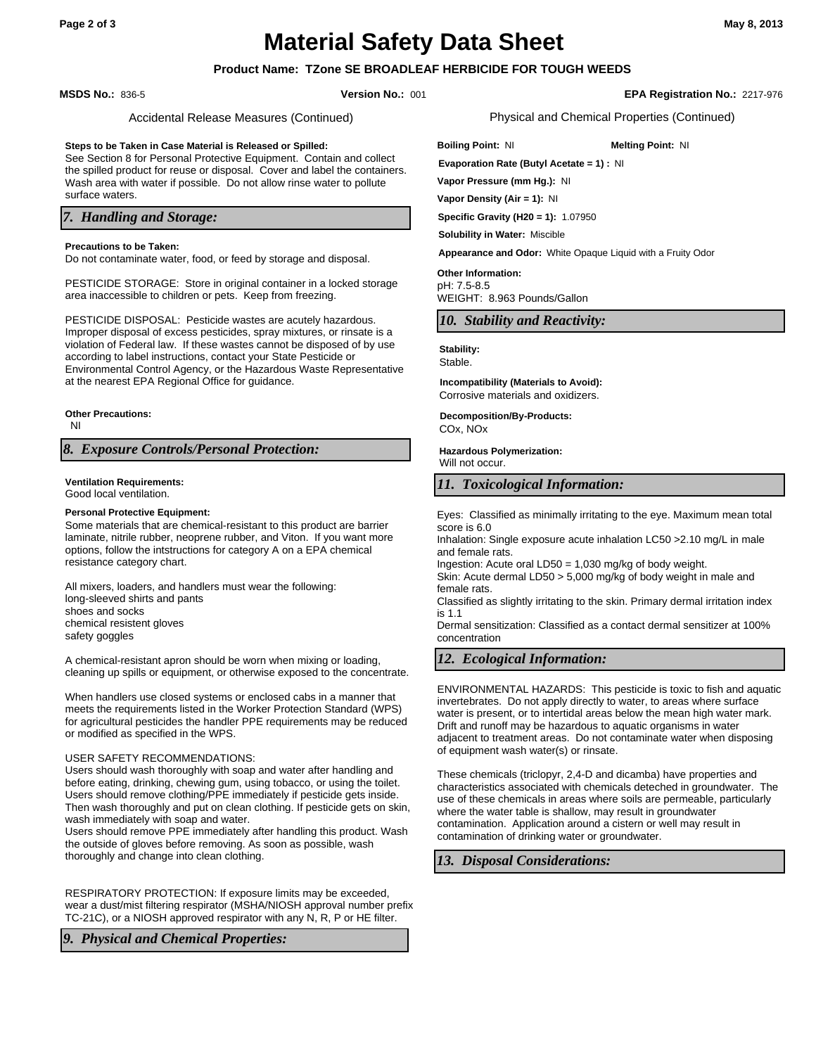# Material Safety Data Sheet

**Product Name: TZone SE BROADLEAF HERBICIDE FOR TOUGH WEEDS**

**MSDS No.:** 836-5 **Version No.:** 001 **EPA Registration No.:** 2217-976

Accidental Release Measures (Continued)

**Steps to be Taken in Case Material is Released or Spilled:**
See Section 8 for Personal Protective Equipment. Contain and collect the spilled product for reuse or disposal. Cover and label the containers. Wash area with water if possible. Do not allow rinse water to pollute surface waters.

## *7. Handling and Storage:*

**Precautions to be Taken:**
Do not contaminate water, food, or feed by storage and disposal.

PESTICIDE STORAGE: Store in original container in a locked storage area inaccessible to children or pets. Keep from freezing.

PESTICIDE DISPOSAL: Pesticide wastes are acutely hazardous. Improper disposal of excess pesticides, spray mixtures, or rinsate is a violation of Federal law. If these wastes cannot be disposed of by use according to label instructions, contact your State Pesticide or Environmental Control Agency, or the Hazardous Waste Representative at the nearest EPA Regional Office for guidance.

**Other Precautions:**
NI

## *8. Exposure Controls/Personal Protection:*

**Ventilation Requirements:**
Good local ventilation.

**Personal Protective Equipment:**
Some materials that are chemical-resistant to this product are barrier laminate, nitrile rubber, neoprene rubber, and Viton. If you want more options, follow the intstructions for category A on a EPA chemical resistance category chart.

All mixers, loaders, and handlers must wear the following:
long-sleeved shirts and pants
shoes and socks
chemical resistent gloves
safety goggles

A chemical-resistant apron should be worn when mixing or loading, cleaning up spills or equipment, or otherwise exposed to the concentrate.

When handlers use closed systems or enclosed cabs in a manner that meets the requirements listed in the Worker Protection Standard (WPS) for agricultural pesticides the handler PPE requirements may be reduced or modified as specified in the WPS.

USER SAFETY RECOMMENDATIONS:
Users should wash thoroughly with soap and water after handling and before eating, drinking, chewing gum, using tobacco, or using the toilet. Users should remove clothing/PPE immediately if pesticide gets inside. Then wash thoroughly and put on clean clothing. If pesticide gets on skin, wash immediately with soap and water.
Users should remove PPE immediately after handling this product. Wash the outside of gloves before removing. As soon as possible, wash thoroughly and change into clean clothing.

RESPIRATORY PROTECTION: If exposure limits may be exceeded, wear a dust/mist filtering respirator (MSHA/NIOSH approval number prefix TC-21C), or a NIOSH approved respirator with any N, R, P or HE filter.

## *9. Physical and Chemical Properties:*

Physical and Chemical Properties (Continued)

**Boiling Point:** NI **Melting Point:** NI

**Evaporation Rate (Butyl Acetate = 1) :** NI

**Vapor Pressure (mm Hg.):** NI

**Vapor Density (Air = 1):** NI

**Specific Gravity (H20 = 1):** 1.07950

**Solubility in Water:** Miscible

**Appearance and Odor:** White Opaque Liquid with a Fruity Odor

**Other Information:**
pH: 7.5-8.5
WEIGHT: 8.963 Pounds/Gallon

## *10. Stability and Reactivity:*

**Stability:**
Stable.

**Incompatibility (Materials to Avoid):**
Corrosive materials and oxidizers.

**Decomposition/By-Products:**
COx, NOx

**Hazardous Polymerization:**
Will not occur.

## *11. Toxicological Information:*

Eyes: Classified as minimally irritating to the eye. Maximum mean total score is 6.0
Inhalation: Single exposure acute inhalation LC50 >2.10 mg/L in male and female rats.
Ingestion: Acute oral LD50 = 1,030 mg/kg of body weight.
Skin: Acute dermal LD50 > 5,000 mg/kg of body weight in male and female rats.
Classified as slightly irritating to the skin. Primary dermal irritation index is 1.1
Dermal sensitization: Classified as a contact dermal sensitizer at 100% concentration

## *12. Ecological Information:*

ENVIRONMENTAL HAZARDS: This pesticide is toxic to fish and aquatic invertebrates. Do not apply directly to water, to areas where surface water is present, or to intertidal areas below the mean high water mark. Drift and runoff may be hazardous to aquatic organisms in water adjacent to treatment areas. Do not contaminate water when disposing of equipment wash water(s) or rinsate.

These chemicals (triclopyr, 2,4-D and dicamba) have properties and characteristics associated with chemicals deteched in groundwater. The use of these chemicals in areas where soils are permeable, particularly where the water table is shallow, may result in groundwater contamination. Application around a cistern or well may result in contamination of drinking water or groundwater.

## *13. Disposal Considerations:*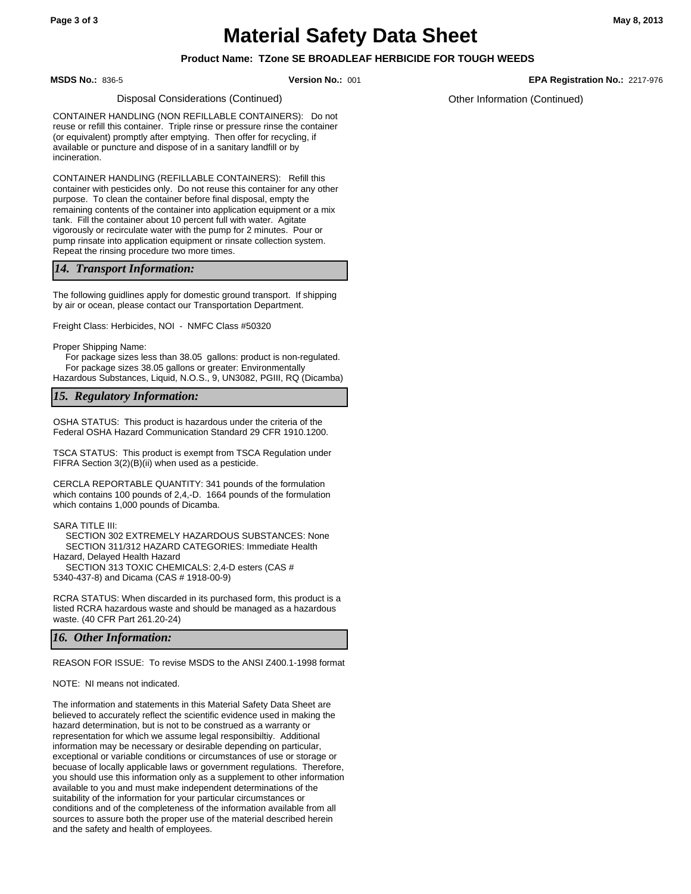# Material Safety Data Sheet

**Product Name: TZone SE BROADLEAF HERBICIDE FOR TOUGH WEEDS**

**MSDS No.:** 836-5 **Version No.:** 001 **EPA Registration No.:** 2217-976

Disposal Considerations (Continued)

CONTAINER HANDLING (NON REFILLABLE CONTAINERS): Do not reuse or refill this container. Triple rinse or pressure rinse the container (or equivalent) promptly after emptying. Then offer for recycling, if available or puncture and dispose of in a sanitary landfill or by incineration.

CONTAINER HANDLING (REFILLABLE CONTAINERS): Refill this container with pesticides only. Do not reuse this container for any other purpose. To clean the container before final disposal, empty the remaining contents of the container into application equipment or a mix tank. Fill the container about 10 percent full with water. Agitate vigorously or recirculate water with the pump for 2 minutes. Pour or pump rinsate into application equipment or rinsate collection system. Repeat the rinsing procedure two more times.

## *14. Transport Information:*

The following guidlines apply for domestic ground transport. If shipping by air or ocean, please contact our Transportation Department.

Freight Class: Herbicides, NOI - NMFC Class #50320

Proper Shipping Name:
For package sizes less than 38.05 gallons: product is non-regulated.
For package sizes 38.05 gallons or greater: Environmentally Hazardous Substances, Liquid, N.O.S., 9, UN3082, PGIII, RQ (Dicamba)

## *15. Regulatory Information:*

OSHA STATUS: This product is hazardous under the criteria of the Federal OSHA Hazard Communication Standard 29 CFR 1910.1200.

TSCA STATUS: This product is exempt from TSCA Regulation under FIFRA Section 3(2)(B)(ii) when used as a pesticide.

CERCLA REPORTABLE QUANTITY: 341 pounds of the formulation which contains 100 pounds of 2,4,-D. 1664 pounds of the formulation which contains 1,000 pounds of Dicamba.

SARA TITLE III:
SECTION 302 EXTREMELY HAZARDOUS SUBSTANCES: None
SECTION 311/312 HAZARD CATEGORIES: Immediate Health Hazard, Delayed Health Hazard
SECTION 313 TOXIC CHEMICALS: 2,4-D esters (CAS # 5340-437-8) and Dicama (CAS # 1918-00-9)

RCRA STATUS: When discarded in its purchased form, this product is a listed RCRA hazardous waste and should be managed as a hazardous waste. (40 CFR Part 261.20-24)

## *16. Other Information:*

REASON FOR ISSUE: To revise MSDS to the ANSI Z400.1-1998 format

NOTE: NI means not indicated.

The information and statements in this Material Safety Data Sheet are believed to accurately reflect the scientific evidence used in making the hazard determination, but is not to be construed as a warranty or representation for which we assume legal responsibiltiy. Additional information may be necessary or desirable depending on particular, exceptional or variable conditions or circumstances of use or storage or becuase of locally applicable laws or government regulations. Therefore, you should use this information only as a supplement to other information available to you and must make independent determinations of the suitability of the information for your particular circumstances or conditions and of the completeness of the information available from all sources to assure both the proper use of the material described herein and the safety and health of employees.

Other Information (Continued)